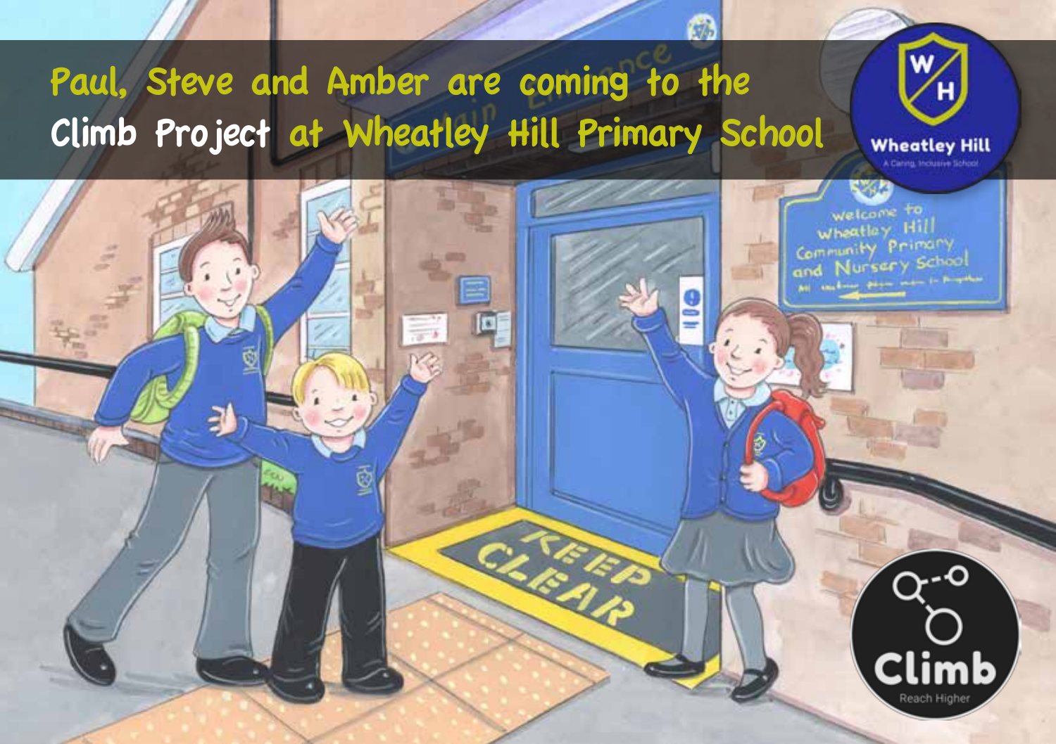# Paul, Steve and Amber are coming to the Climb Project at Wheatley Hill Primary School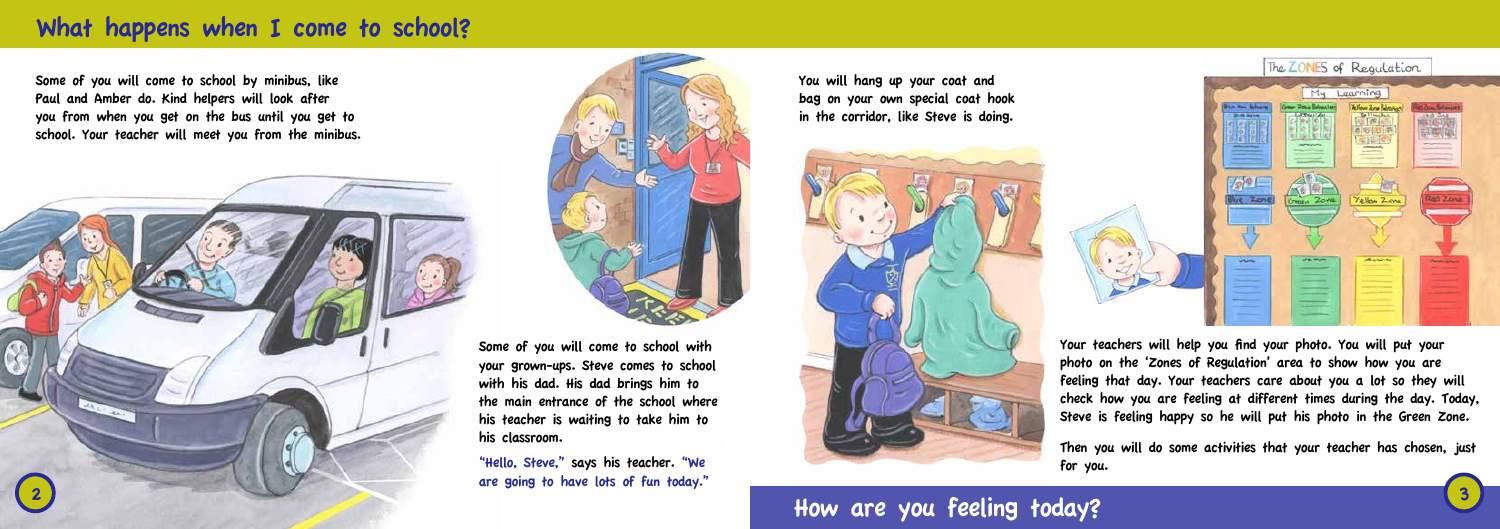## What happens when I come to school?

Some of you will come to school by minibus, like Paul and Amber do. Kind helpers will look after you from when you get on the bus until you get to school. Your teacher will meet you from the minibus.

Some of you will come to school with your grown-ups. Steve comes to school with his dad. His dad brings him to the main entrance of the school where his teacher is waiting to take him to his classroom.

"Hello, Steve," says his teacher. "We are going to have lots of fun today."

You will hang up your coat and bag on your own special coat hook in the corridor, like Steve is doing.

Your teachers will help you find your photo. You will put your photo on the 'Zones of Regulation' area to show how you are feeling that day. Your teachers care about you a lot so they will check how you are feeling at different times during the day. Today, Steve is feeling happy so he will put his photo in the Green Zone.

Then you will do some activities that your teacher has chosen, just for you.

## How are you feeling today?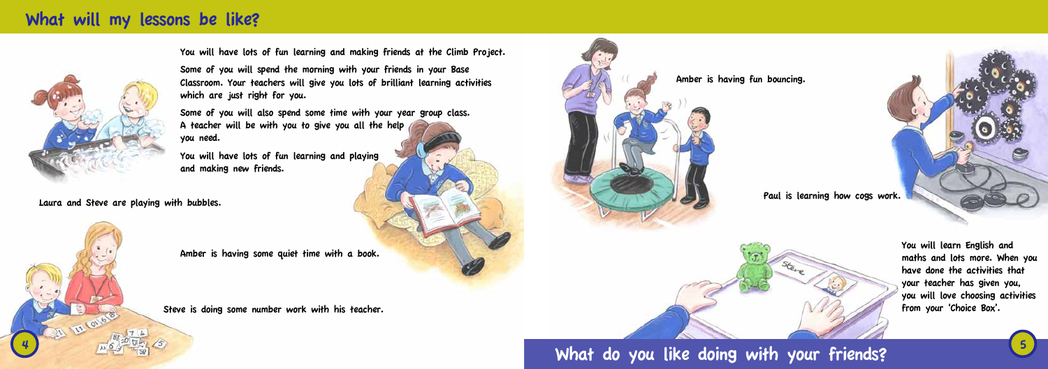## What will my lessons be like?

You will have lots of fun learning and making friends at the Climb Project.

Some of you will spend the morning with your friends in your Base Classroom. Your teachers will give you lots of brilliant learning activities which are just right for you.

Some of you will also spend some time with your year group class. A teacher will be with you to give you all the help you need.

You will have lots of fun learning and playing and making new friends.

Laura and Steve are playing with bubbles.

Amber is having some quiet time with a book.

Steve is doing some number work with his teacher.

Amber is having fun bouncing.

Paul is learning how cogs work.

You will learn English and maths and lots more. When you have done the activities that your teacher has given you, you will love choosing activities from your 'Choice Box'.

## What do you like doing with your friends?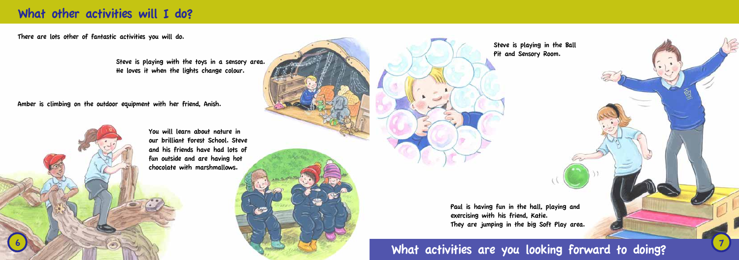## What other activities will I do?

There are lots other of fantastic activities you will do.

Steve is playing with the toys in a sensory area. He loves it when the lights change colour.

Amber is climbing on the outdoor equipment with her friend, Anish.

You will learn about nature in our brilliant Forest School. Steve and his friends have had lots of fun outside and are having hot chocolate with marshmallows.

Steve is playing in the Ball Pit and Sensory Room.

Paul is having fun in the hall, playing and exercising with his friend, Katie. They are jumping in the big Soft Play area.

## What activities are you looking forward to doing?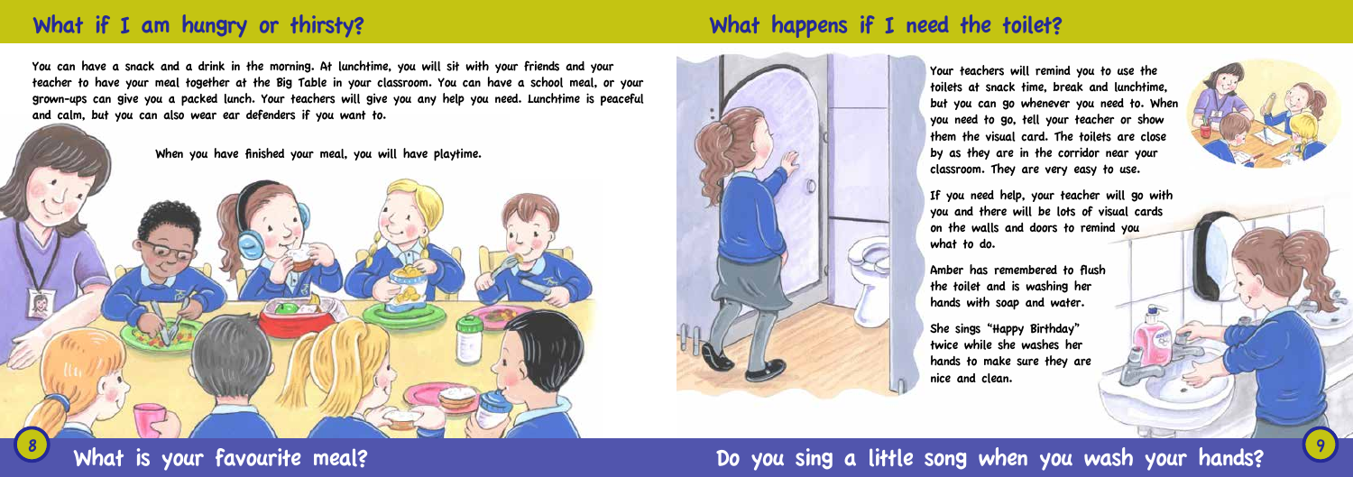## What if I am hungry or thirsty?

You can have a snack and a drink in the morning. At lunchtime, you will sit with your friends and your teacher to have your meal together at the Big Table in your classroom. You can have a school meal, or your grown-ups can give you a packed lunch. Your teachers will give you any help you need. Lunchtime is peaceful and calm, but you can also wear ear defenders if you want to.

When you have finished your meal, you will have playtime.

**What is your favourite meal?**

## What happens if I need the toilet?

Your teachers will remind you to use the toilets at snack time, break and lunchtime, but you can go whenever you need to. When you need to go, tell your teacher or show them the visual card. The toilets are close by as they are in the corridor near your classroom. They are very easy to use.

If you need help, your teacher will go with you and there will be lots of visual cards on the walls and doors to remind you what to do.

Amber has remembered to flush the toilet and is washing her hands with soap and water.

She sings "Happy Birthday" twice while she washes her hands to make sure they are nice and clean.

**Do you sing a little song when you wash your hands?**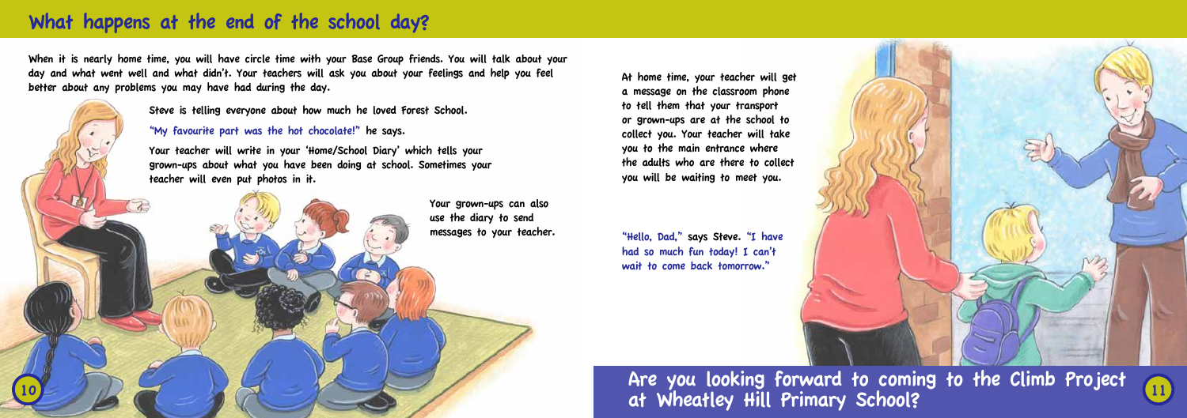# What happens at the end of the school day?

When it is nearly home time, you will have circle time with your Base Group friends. You will talk about your day and what went well and what didn't. Your teachers will ask you about your feelings and help you feel better about any problems you may have had during the day.

Steve is telling everyone about how much he loved Forest School.

"My favourite part was the hot chocolate!" he says.

Your teacher will write in your 'Home/School Diary' which tells your grown-ups about what you have been doing at school. Sometimes your teacher will even put photos in it.

Your grown-ups can also use the diary to send messages to your teacher.

At home time, your teacher will get a message on the classroom phone to tell them that your transport or grown-ups are at the school to collect you. Your teacher will take you to the main entrance where the adults who are there to collect you will be waiting to meet you.

"Hello, Dad," says Steve. "I have had so much fun today! I can't wait to come back tomorrow."

## Are you looking forward to coming to the Climb Project at Wheatley Hill Primary School?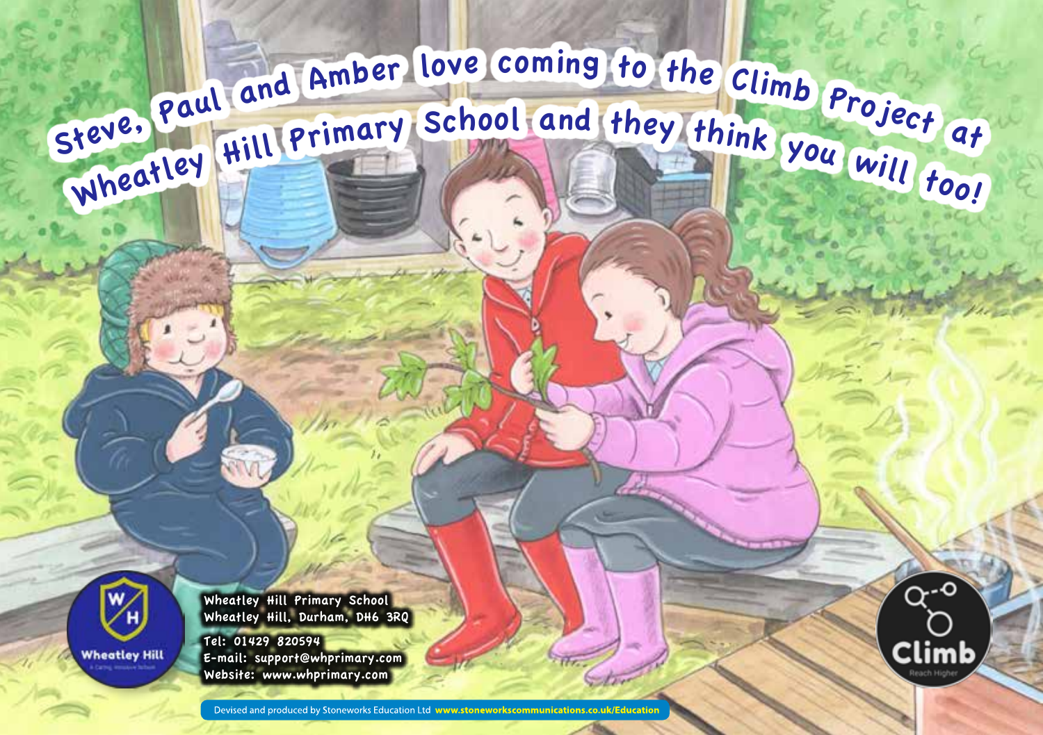# Steve, Paul and Amber love coming to the Climb Project at Wheatley Hill Primary School and they think you will too!

Wheatley Hill Primary School
Wheatley Hill, Durham, DH6 3RQ

Tel: 01429 820594
E-mail: support@whprimary.com
Website: www.whprimary.com

Wheatley Hill

Climb
Reach Higher

Devised and produced by Stoneworks Education Ltd **www.stoneworkscommunications.co.uk/Education**